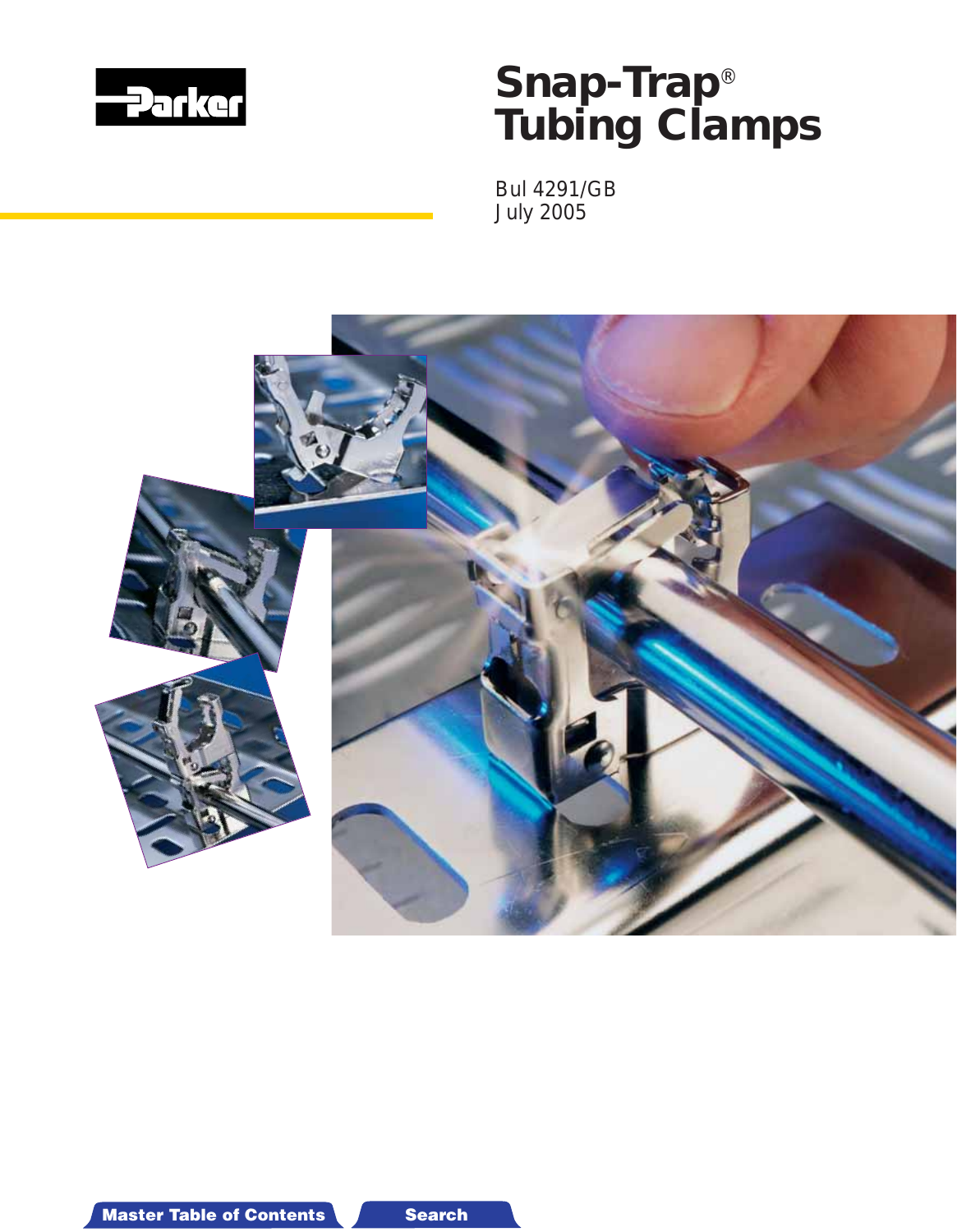# Snap-Trap® Tubing Clamps

Bul 4291/GB
July 2005

Master Table of Contents

Search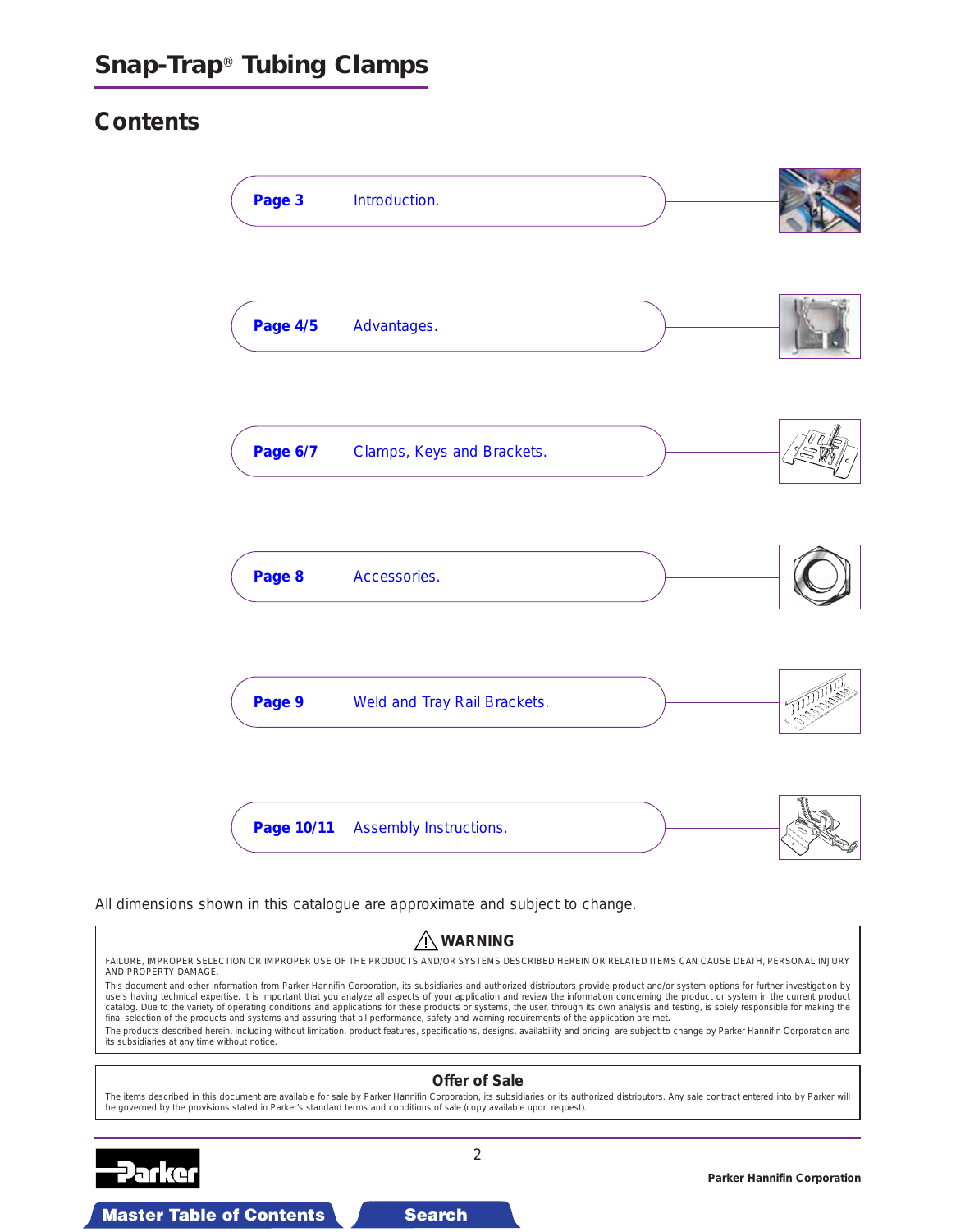# Snap-Trap® Tubing Clamps

## Contents

| Page | Section |
|---|---|
| **Page 3** | Introduction. |
| **Page 4/5** | Advantages. |
| **Page 6/7** | Clamps, Keys and Brackets. |
| **Page 8** | Accessories. |
| **Page 9** | Weld and Tray Rail Brackets. |
| **Page 10/11** | Assembly Instructions. |

All dimensions shown in this catalogue are approximate and subject to change.

### ⚠ WARNING

FAILURE, IMPROPER SELECTION OR IMPROPER USE OF THE PRODUCTS AND/OR SYSTEMS DESCRIBED HEREIN OR RELATED ITEMS CAN CAUSE DEATH, PERSONAL INJURY AND PROPERTY DAMAGE.

This document and other information from Parker Hannifin Corporation, its subsidiaries and authorized distributors provide product and/or system options for further investigation by users having technical expertise. It is important that you analyze all aspects of your application and review the information concerning the product or system in the current product catalog. Due to the variety of operating conditions and applications for these products or systems, the user, through its own analysis and testing, is solely responsible for making the final selection of the products and systems and assuring that all performance, safety and warning requirements of the application are met.

The products described herein, including without limitation, product features, specifications, designs, availability and pricing, are subject to change by Parker Hannifin Corporation and its subsidiaries at any time without notice.

### Offer of Sale

The items described in this document are available for sale by Parker Hannifin Corporation, its subsidiaries or its authorized distributors. Any sale contract entered into by Parker will be governed by the provisions stated in Parker's standard terms and conditions of sale (copy available upon request).

Parker Hannifin Corporation

Master Table of Contents | Search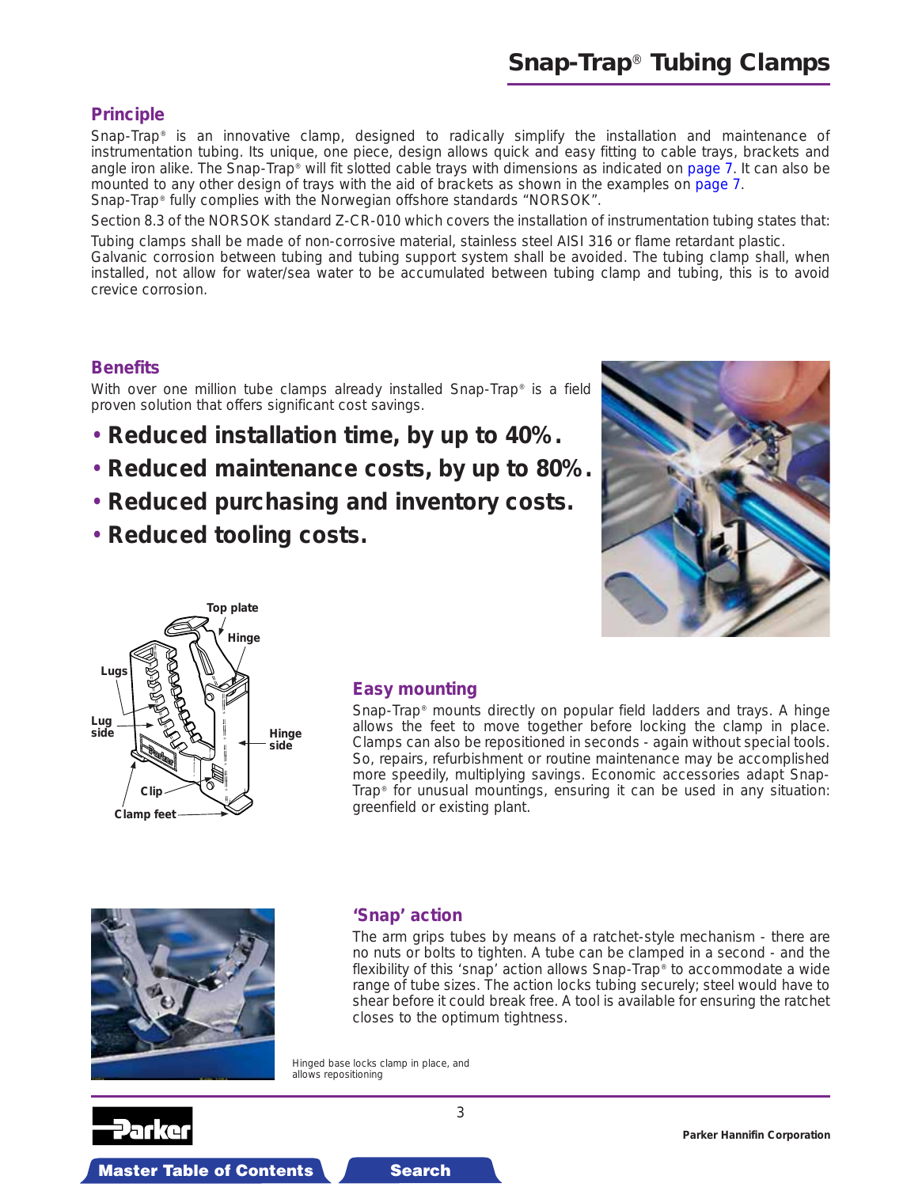## Snap-Trap® Tubing Clamps

### Principle

Snap-Trap® is an innovative clamp, designed to radically simplify the installation and maintenance of instrumentation tubing. Its unique, one piece, design allows quick and easy fitting to cable trays, brackets and angle iron alike. The Snap-Trap® will fit slotted cable trays with dimensions as indicated on page 7. It can also be mounted to any other design of trays with the aid of brackets as shown in the examples on page 7.
Snap-Trap® fully complies with the Norwegian offshore standards "NORSOK".

Section 8.3 of the NORSOK standard Z-CR-010 which covers the installation of instrumentation tubing states that:

Tubing clamps shall be made of non-corrosive material, stainless steel AISI 316 or flame retardant plastic.
Galvanic corrosion between tubing and tubing support system shall be avoided. The tubing clamp shall, when installed, not allow for water/sea water to be accumulated between tubing clamp and tubing, this is to avoid crevice corrosion.

### Benefits

With over one million tube clamps already installed Snap-Trap® is a field proven solution that offers significant cost savings.

- **Reduced installation time, by up to 40%.**
- **Reduced maintenance costs, by up to 80%.**
- **Reduced purchasing and inventory costs.**
- **Reduced tooling costs.**

Top plate, Hinge, Lugs, Lug side, Hinge side, Clip, Clamp feet

### Easy mounting

Snap-Trap® mounts directly on popular field ladders and trays. A hinge allows the feet to move together before locking the clamp in place. Clamps can also be repositioned in seconds - again without special tools. So, repairs, refurbishment or routine maintenance may be accomplished more speedily, multiplying savings. Economic accessories adapt Snap-Trap® for unusual mountings, ensuring it can be used in any situation: greenfield or existing plant.

### 'Snap' action

The arm grips tubes by means of a ratchet-style mechanism - there are no nuts or bolts to tighten. A tube can be clamped in a second - and the flexibility of this 'snap' action allows Snap-Trap® to accommodate a wide range of tube sizes. The action locks tubing securely; steel would have to shear before it could break free. A tool is available for ensuring the ratchet closes to the optimum tightness.

Hinged base locks clamp in place, and allows repositioning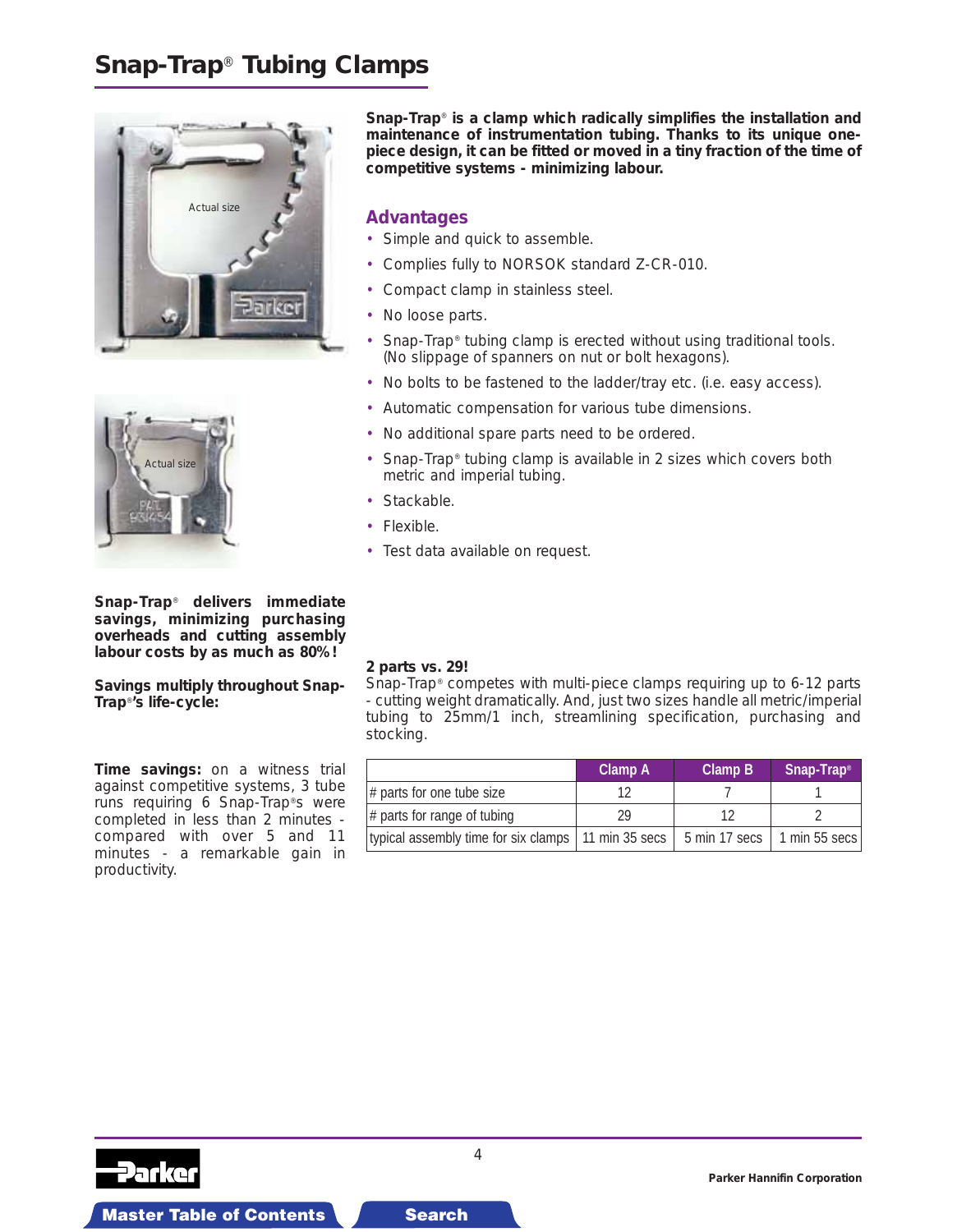# Snap-Trap® Tubing Clamps

Actual size

Actual size

**Snap-Trap® is a clamp which radically simplifies the installation and maintenance of instrumentation tubing. Thanks to its unique one-piece design, it can be fitted or moved in a tiny fraction of the time of competitive systems - minimizing labour.**

## Advantages

- Simple and quick to assemble.
- Complies fully to NORSOK standard Z-CR-010.
- Compact clamp in stainless steel.
- No loose parts.
- Snap-Trap® tubing clamp is erected without using traditional tools. (No slippage of spanners on nut or bolt hexagons).
- No bolts to be fastened to the ladder/tray etc. (i.e. easy access).
- Automatic compensation for various tube dimensions.
- No additional spare parts need to be ordered.
- Snap-Trap® tubing clamp is available in 2 sizes which covers both metric and imperial tubing.
- Stackable.
- Flexible.
- Test data available on request.

**Snap-Trap® delivers immediate savings, minimizing purchasing overheads and cutting assembly labour costs by as much as 80%!**

**Savings multiply throughout Snap-Trap®'s life-cycle:**

**Time savings:** on a witness trial against competitive systems, 3 tube runs requiring 6 Snap-Trap®s were completed in less than 2 minutes - compared with over 5 and 11 minutes - a remarkable gain in productivity.

**2 parts vs. 29!**

Snap-Trap® competes with multi-piece clamps requiring up to 6-12 parts - cutting weight dramatically. And, just two sizes handle all metric/imperial tubing to 25mm/1 inch, streamlining specification, purchasing and stocking.

| | Clamp A | Clamp B | Snap-Trap® |
|---|---|---|---|
| # parts for one tube size | 12 | 7 | 1 |
| # parts for range of tubing | 29 | 12 | 2 |
| typical assembly time for six clamps | 11 min 35 secs | 5 min 17 secs | 1 min 55 secs |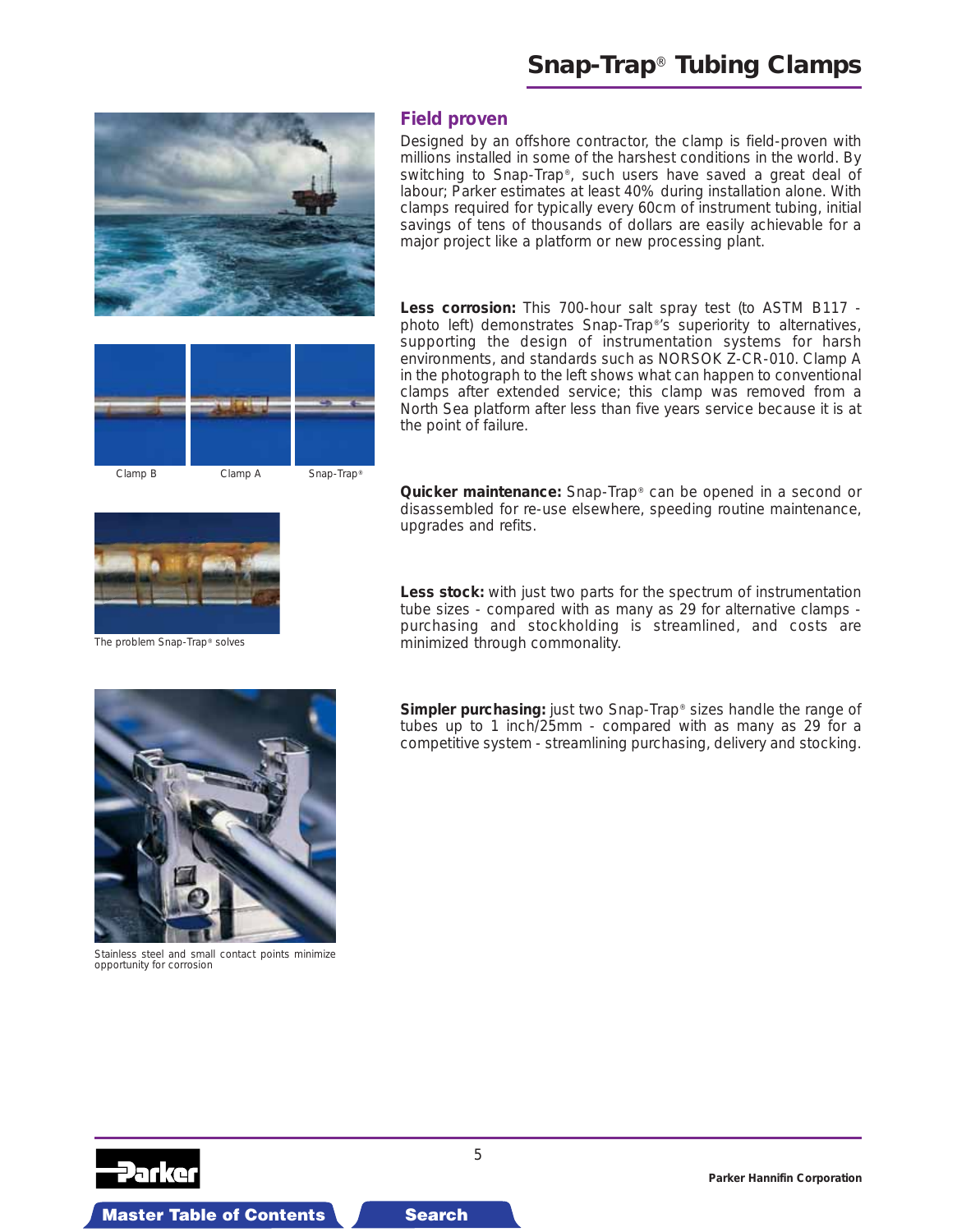# Snap-Trap® Tubing Clamps

Clamp B    Clamp A    Snap-Trap®

The problem Snap-Trap® solves

Stainless steel and small contact points minimize opportunity for corrosion

## Field proven

Designed by an offshore contractor, the clamp is field-proven with millions installed in some of the harshest conditions in the world. By switching to Snap-Trap®, such users have saved a great deal of labour; Parker estimates at least 40% during installation alone. With clamps required for typically every 60cm of instrument tubing, initial savings of tens of thousands of dollars are easily achievable for a major project like a platform or new processing plant.

**Less corrosion:** This 700-hour salt spray test (to ASTM B117 - photo left) demonstrates Snap-Trap®'s superiority to alternatives, supporting the design of instrumentation systems for harsh environments, and standards such as NORSOK Z-CR-010. Clamp A in the photograph to the left shows what can happen to conventional clamps after extended service; this clamp was removed from a North Sea platform after less than five years service because it is at the point of failure.

**Quicker maintenance:** Snap-Trap® can be opened in a second or disassembled for re-use elsewhere, speeding routine maintenance, upgrades and refits.

**Less stock:** with just two parts for the spectrum of instrumentation tube sizes - compared with as many as 29 for alternative clamps - purchasing and stockholding is streamlined, and costs are minimized through commonality.

**Simpler purchasing:** just two Snap-Trap® sizes handle the range of tubes up to 1 inch/25mm - compared with as many as 29 for a competitive system - streamlining purchasing, delivery and stocking.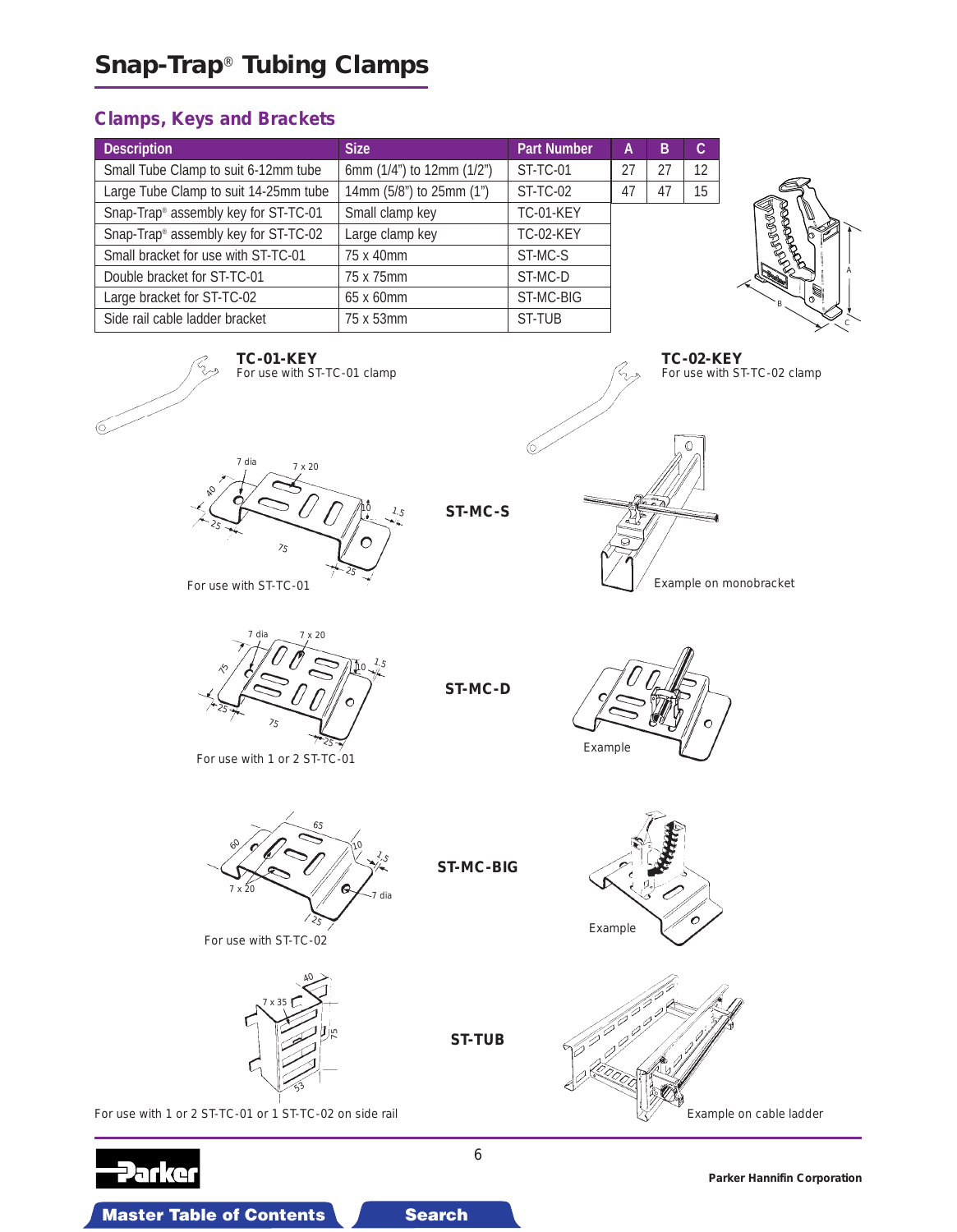# Snap-Trap® Tubing Clamps

## Clamps, Keys and Brackets

| Description | Size | Part Number | A | B | C |
|---|---|---|---|---|---|
| Small Tube Clamp to suit 6-12mm tube | 6mm (1/4") to 12mm (1/2") | ST-TC-01 | 27 | 27 | 12 |
| Large Tube Clamp to suit 14-25mm tube | 14mm (5/8") to 25mm (1") | ST-TC-02 | 47 | 47 | 15 |
| Snap-Trap® assembly key for ST-TC-01 | Small clamp key | TC-01-KEY | | | |
| Snap-Trap® assembly key for ST-TC-02 | Large clamp key | TC-02-KEY | | | |
| Small bracket for use with ST-TC-01 | 75 x 40mm | ST-MC-S | | | |
| Double bracket for ST-TC-01 | 75 x 75mm | ST-MC-D | | | |
| Large bracket for ST-TC-02 | 65 x 60mm | ST-MC-BIG | | | |
| Side rail cable ladder bracket | 75 x 53mm | ST-TUB | | | |

**TC-01-KEY**
For use with ST-TC-01 clamp

**TC-02-KEY**
For use with ST-TC-02 clamp

**ST-MC-S**

For use with ST-TC-01

Example on monobracket

**ST-MC-D**

For use with 1 or 2 ST-TC-01

Example

**ST-MC-BIG**

For use with ST-TC-02

Example

**ST-TUB**

For use with 1 or 2 ST-TC-01 or 1 ST-TC-02 on side rail

Example on cable ladder

Parker Hannifin Corporation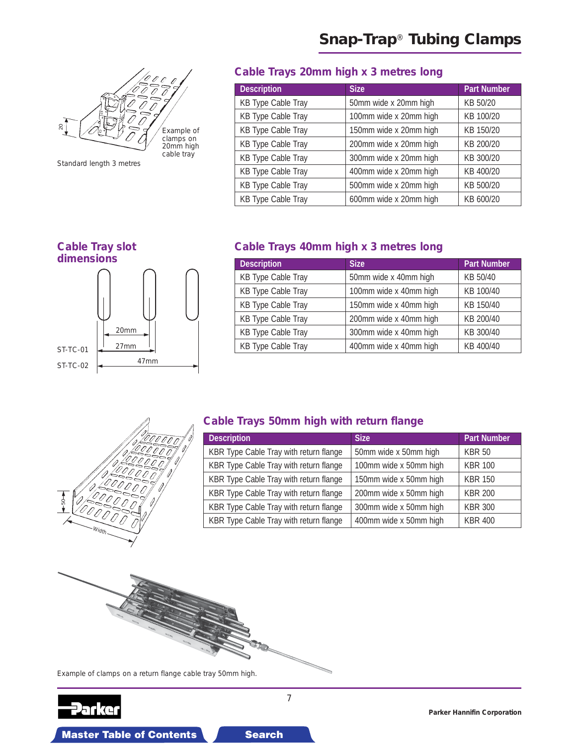# Snap-Trap® Tubing Clamps

Example of clamps on 20mm high cable tray

Standard length 3 metres

## Cable Trays 20mm high x 3 metres long

| Description | Size | Part Number |
|---|---|---|
| KB Type Cable Tray | 50mm wide x 20mm high | KB 50/20 |
| KB Type Cable Tray | 100mm wide x 20mm high | KB 100/20 |
| KB Type Cable Tray | 150mm wide x 20mm high | KB 150/20 |
| KB Type Cable Tray | 200mm wide x 20mm high | KB 200/20 |
| KB Type Cable Tray | 300mm wide x 20mm high | KB 300/20 |
| KB Type Cable Tray | 400mm wide x 20mm high | KB 400/20 |
| KB Type Cable Tray | 500mm wide x 20mm high | KB 500/20 |
| KB Type Cable Tray | 600mm wide x 20mm high | KB 600/20 |

## Cable Tray slot dimensions

20mm

ST-TC-01 27mm

ST-TC-02 47mm

## Cable Trays 40mm high x 3 metres long

| Description | Size | Part Number |
|---|---|---|
| KB Type Cable Tray | 50mm wide x 40mm high | KB 50/40 |
| KB Type Cable Tray | 100mm wide x 40mm high | KB 100/40 |
| KB Type Cable Tray | 150mm wide x 40mm high | KB 150/40 |
| KB Type Cable Tray | 200mm wide x 40mm high | KB 200/40 |
| KB Type Cable Tray | 300mm wide x 40mm high | KB 300/40 |
| KB Type Cable Tray | 400mm wide x 40mm high | KB 400/40 |

## Cable Trays 50mm high with return flange

| Description | Size | Part Number |
|---|---|---|
| KBR Type Cable Tray with return flange | 50mm wide x 50mm high | KBR 50 |
| KBR Type Cable Tray with return flange | 100mm wide x 50mm high | KBR 100 |
| KBR Type Cable Tray with return flange | 150mm wide x 50mm high | KBR 150 |
| KBR Type Cable Tray with return flange | 200mm wide x 50mm high | KBR 200 |
| KBR Type Cable Tray with return flange | 300mm wide x 50mm high | KBR 300 |
| KBR Type Cable Tray with return flange | 400mm wide x 50mm high | KBR 400 |

Example of clamps on a return flange cable tray 50mm high.

Parker Hannifin Corporation

Master Table of Contents | Search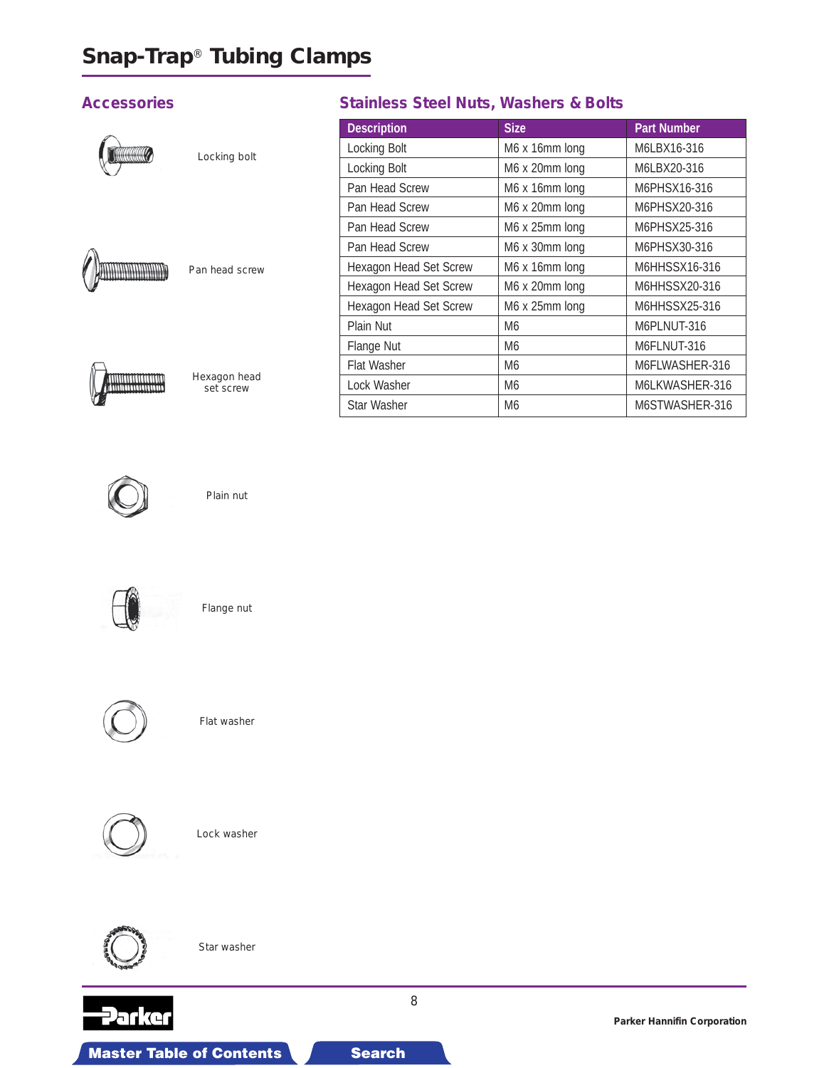# Snap-Trap® Tubing Clamps

## Accessories

Locking bolt

Pan head screw

Hexagon head set screw

Plain nut

Flange nut

Flat washer

Lock washer

Star washer

## Stainless Steel Nuts, Washers & Bolts

| Description | Size | Part Number |
|---|---|---|
| Locking Bolt | M6 x 16mm long | M6LBX16-316 |
| Locking Bolt | M6 x 20mm long | M6LBX20-316 |
| Pan Head Screw | M6 x 16mm long | M6PHSX16-316 |
| Pan Head Screw | M6 x 20mm long | M6PHSX20-316 |
| Pan Head Screw | M6 x 25mm long | M6PHSX25-316 |
| Pan Head Screw | M6 x 30mm long | M6PHSX30-316 |
| Hexagon Head Set Screw | M6 x 16mm long | M6HHSSX16-316 |
| Hexagon Head Set Screw | M6 x 20mm long | M6HHSSX20-316 |
| Hexagon Head Set Screw | M6 x 25mm long | M6HHSSX25-316 |
| Plain Nut | M6 | M6PLNUT-316 |
| Flange Nut | M6 | M6FLNUT-316 |
| Flat Washer | M6 | M6FLWASHER-316 |
| Lock Washer | M6 | M6LKWASHER-316 |
| Star Washer | M6 | M6STWASHER-316 |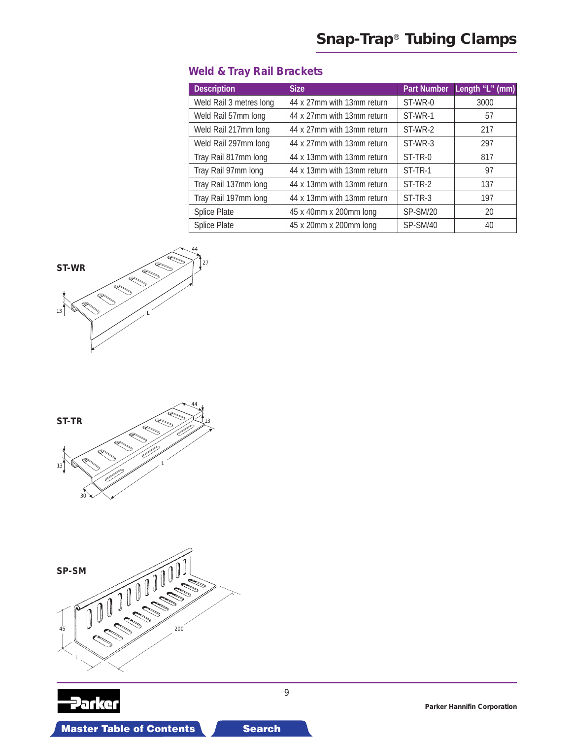# Snap-Trap® Tubing Clamps

## Weld & Tray Rail Brackets

| Description | Size | Part Number | Length "L" (mm) |
|---|---|---|---|
| Weld Rail 3 metres long | 44 x 27mm with 13mm return | ST-WR-0 | 3000 |
| Weld Rail 57mm long | 44 x 27mm with 13mm return | ST-WR-1 | 57 |
| Weld Rail 217mm long | 44 x 27mm with 13mm return | ST-WR-2 | 217 |
| Weld Rail 297mm long | 44 x 27mm with 13mm return | ST-WR-3 | 297 |
| Tray Rail 817mm long | 44 x 13mm with 13mm return | ST-TR-0 | 817 |
| Tray Rail 97mm long | 44 x 13mm with 13mm return | ST-TR-1 | 97 |
| Tray Rail 137mm long | 44 x 13mm with 13mm return | ST-TR-2 | 137 |
| Tray Rail 197mm long | 44 x 13mm with 13mm return | ST-TR-3 | 197 |
| Splice Plate | 45 x 40mm x 200mm long | SP-SM/20 | 20 |
| Splice Plate | 45 x 20mm x 200mm long | SP-SM/40 | 40 |

**ST-WR**

**ST-TR**

**SP-SM**

Parker Hannifin Corporation

Master Table of Contents | Search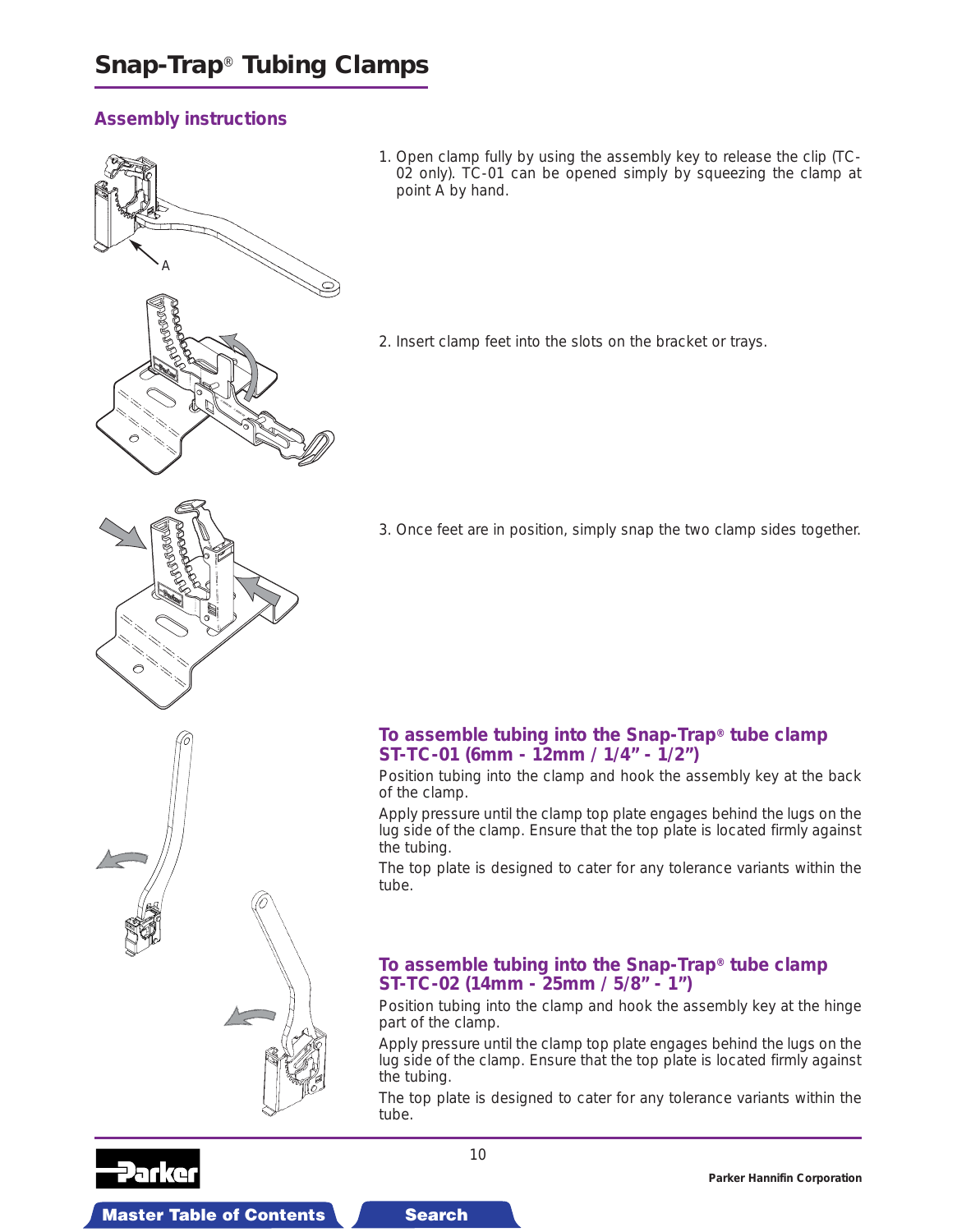# Snap-Trap® Tubing Clamps

## Assembly instructions

1. Open clamp fully by using the assembly key to release the clip (TC-02 only). TC-01 can be opened simply by squeezing the clamp at point A by hand.

2. Insert clamp feet into the slots on the bracket or trays.

3. Once feet are in position, simply snap the two clamp sides together.

### To assemble tubing into the Snap-Trap® tube clamp ST-TC-01 (6mm - 12mm / 1/4" - 1/2")

Position tubing into the clamp and hook the assembly key at the back of the clamp.

Apply pressure until the clamp top plate engages behind the lugs on the lug side of the clamp. Ensure that the top plate is located firmly against the tubing.

The top plate is designed to cater for any tolerance variants within the tube.

### To assemble tubing into the Snap-Trap® tube clamp ST-TC-02 (14mm - 25mm / 5/8" - 1")

Position tubing into the clamp and hook the assembly key at the hinge part of the clamp.

Apply pressure until the clamp top plate engages behind the lugs on the lug side of the clamp. Ensure that the top plate is located firmly against the tubing.

The top plate is designed to cater for any tolerance variants within the tube.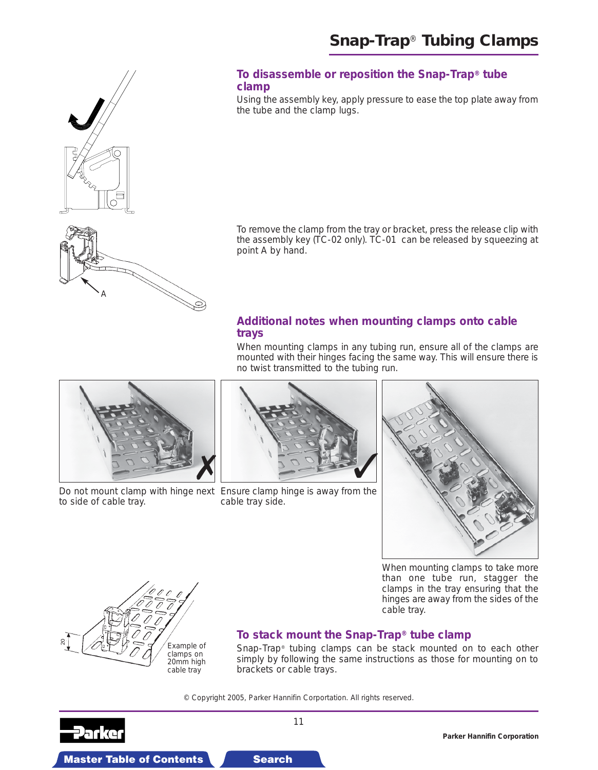# Snap-Trap® Tubing Clamps

## To disassemble or reposition the Snap-Trap® tube clamp

Using the assembly key, apply pressure to ease the top plate away from the tube and the clamp lugs.

To remove the clamp from the tray or bracket, press the release clip with the assembly key (TC-02 only). TC-01 can be released by squeezing at point A by hand.

A

## Additional notes when mounting clamps onto cable trays

When mounting clamps in any tubing run, ensure all of the clamps are mounted with their hinges facing the same way. This will ensure there is no twist transmitted to the tubing run.

Do not mount clamp with hinge next to side of cable tray.

Ensure clamp hinge is away from the cable tray side.

When mounting clamps to take more than one tube run, stagger the clamps in the tray ensuring that the hinges are away from the sides of the cable tray.

20

Example of clamps on 20mm high cable tray

## To stack mount the Snap-Trap® tube clamp

Snap-Trap® tubing clamps can be stack mounted on to each other simply by following the same instructions as those for mounting on to brackets or cable trays.

© Copyright 2005, Parker Hannifin Corportation. All rights reserved.

Parker Hannifin Corporation

Master Table of Contents

Search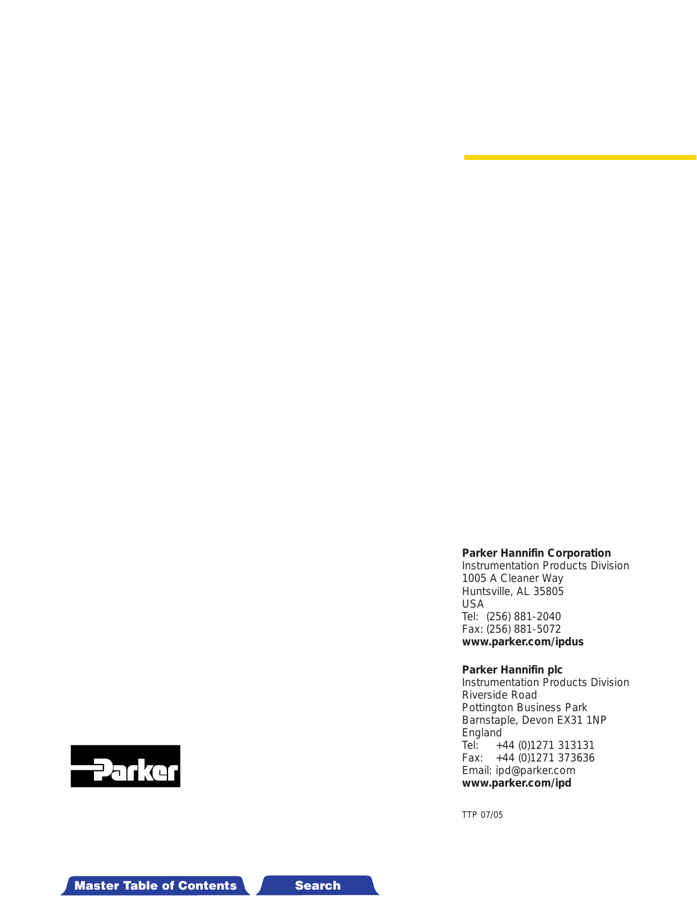**Parker Hannifin Corporation**
Instrumentation Products Division
1005 A Cleaner Way
Huntsville, AL 35805
USA
Tel: (256) 881-2040
Fax: (256) 881-5072
**www.parker.com/ipdus**

**Parker Hannifin plc**
Instrumentation Products Division
Riverside Road
Pottington Business Park
Barnstaple, Devon EX31 1NP
England
Tel: +44 (0)1271 313131
Fax: +44 (0)1271 373636
Email: ipd@parker.com
**www.parker.com/ipd**

Parker

TTP 07/05

Master Table of Contents

Search